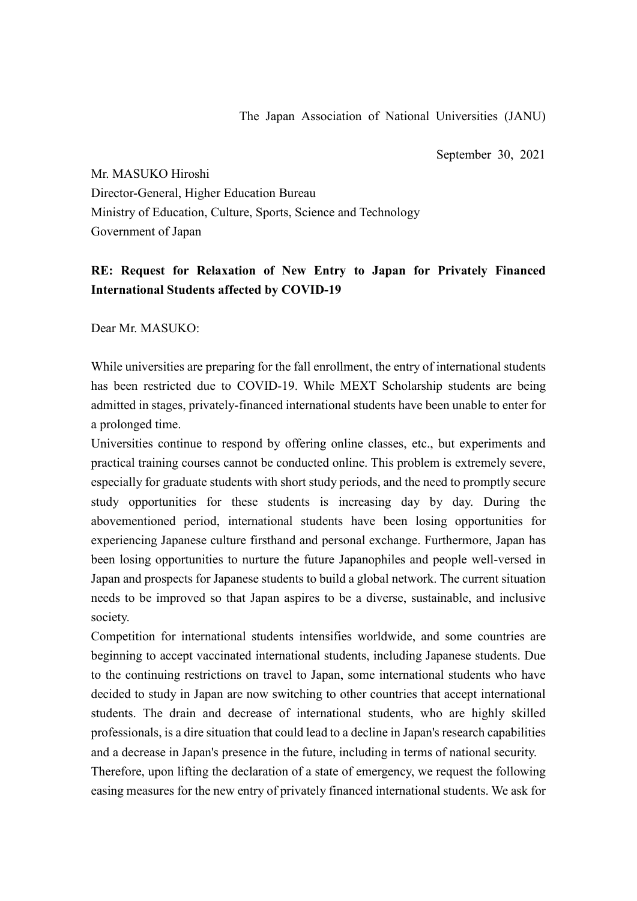The Japan Association of National Universities (JANU)

September 30, 2021

Mr. MASUKO Hiroshi
Director-General, Higher Education Bureau
Ministry of Education, Culture, Sports, Science and Technology
Government of Japan

**RE: Request for Relaxation of New Entry to Japan for Privately Financed International Students affected by COVID-19**

Dear Mr. MASUKO:

While universities are preparing for the fall enrollment, the entry of international students has been restricted due to COVID-19. While MEXT Scholarship students are being admitted in stages, privately-financed international students have been unable to enter for a prolonged time.

Universities continue to respond by offering online classes, etc., but experiments and practical training courses cannot be conducted online. This problem is extremely severe, especially for graduate students with short study periods, and the need to promptly secure study opportunities for these students is increasing day by day. During the abovementioned period, international students have been losing opportunities for experiencing Japanese culture firsthand and personal exchange. Furthermore, Japan has been losing opportunities to nurture the future Japanophiles and people well-versed in Japan and prospects for Japanese students to build a global network. The current situation needs to be improved so that Japan aspires to be a diverse, sustainable, and inclusive society.

Competition for international students intensifies worldwide, and some countries are beginning to accept vaccinated international students, including Japanese students. Due to the continuing restrictions on travel to Japan, some international students who have decided to study in Japan are now switching to other countries that accept international students. The drain and decrease of international students, who are highly skilled professionals, is a dire situation that could lead to a decline in Japan's research capabilities and a decrease in Japan's presence in the future, including in terms of national security.

Therefore, upon lifting the declaration of a state of emergency, we request the following easing measures for the new entry of privately financed international students. We ask for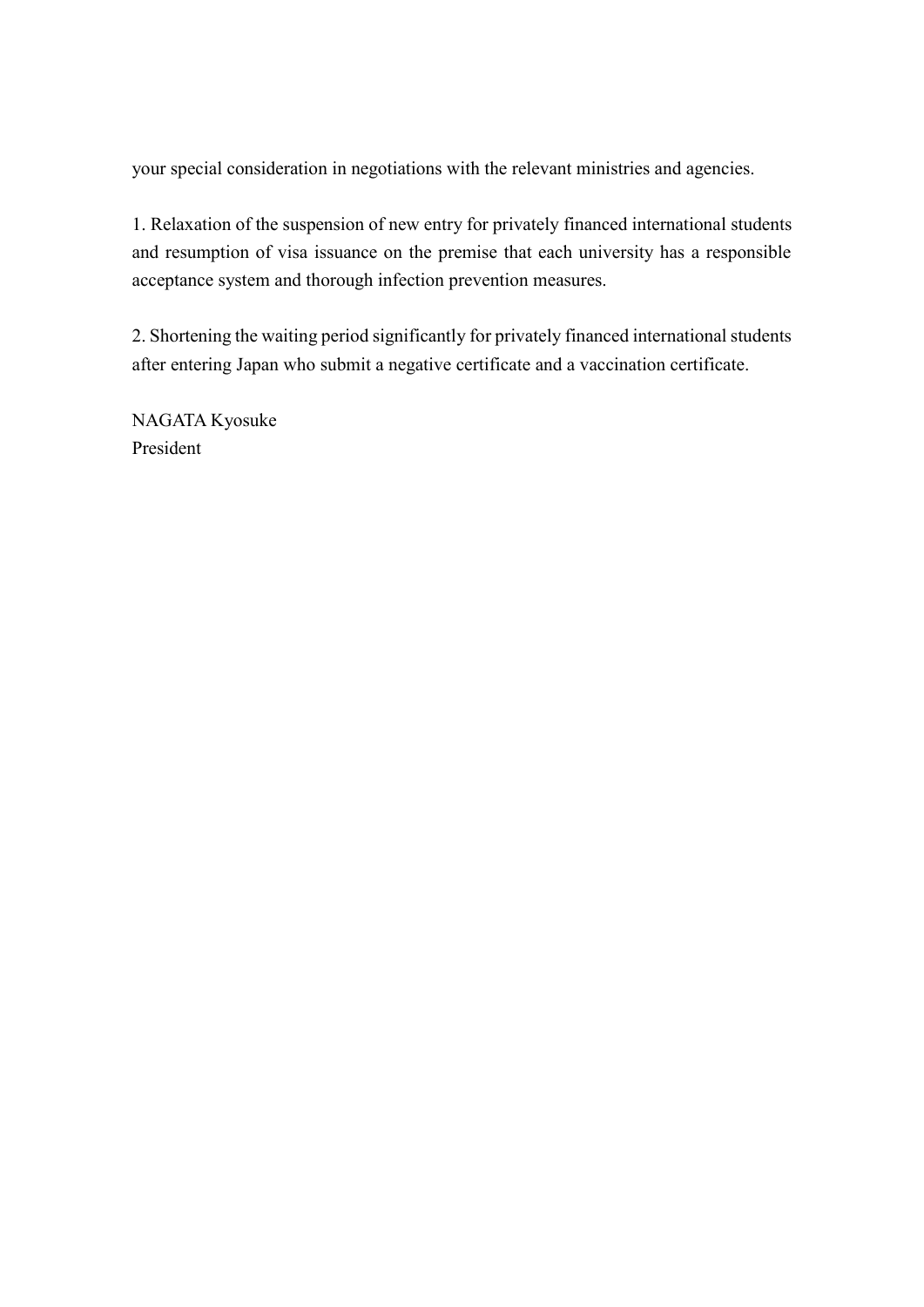your special consideration in negotiations with the relevant ministries and agencies.

1. Relaxation of the suspension of new entry for privately financed international students and resumption of visa issuance on the premise that each university has a responsible acceptance system and thorough infection prevention measures.

2. Shortening the waiting period significantly for privately financed international students after entering Japan who submit a negative certificate and a vaccination certificate.

NAGATA Kyosuke
President